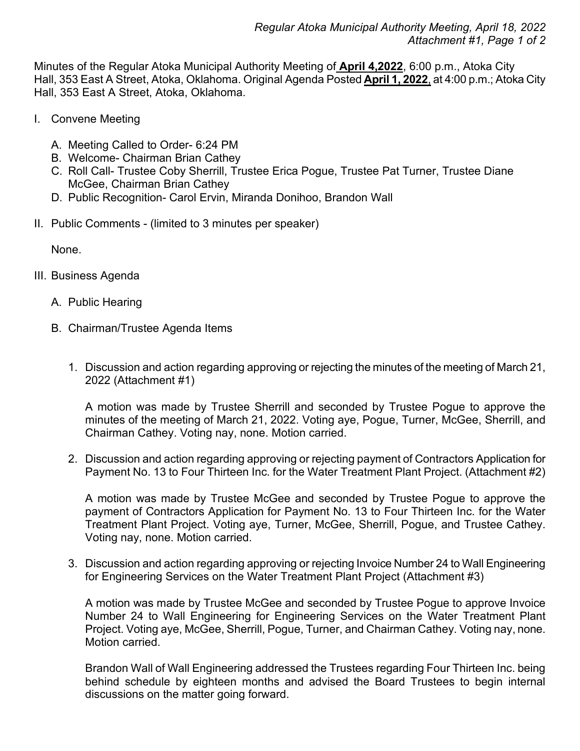Minutes of the Regular Atoka Municipal Authority Meeting of **April 4,2022**, 6:00 p.m., Atoka City Hall, 353 East A Street, Atoka, Oklahoma. Original Agenda Posted **April 1, 2022**, at 4:00 p.m.; Atoka City Hall, 353 East A Street, Atoka, Oklahoma.

I. Convene Meeting

   A. Meeting Called to Order- 6:24 PM
   B. Welcome- Chairman Brian Cathey
   C. Roll Call- Trustee Coby Sherrill, Trustee Erica Pogue, Trustee Pat Turner, Trustee Diane McGee, Chairman Brian Cathey
   D. Public Recognition- Carol Ervin, Miranda Donihoo, Brandon Wall

II. Public Comments - (limited to 3 minutes per speaker)

   None.

III. Business Agenda

   A. Public Hearing

   B. Chairman/Trustee Agenda Items

      1. Discussion and action regarding approving or rejecting the minutes of the meeting of March 21, 2022 (Attachment #1)

         A motion was made by Trustee Sherrill and seconded by Trustee Pogue to approve the minutes of the meeting of March 21, 2022. Voting aye, Pogue, Turner, McGee, Sherrill, and Chairman Cathey. Voting nay, none. Motion carried.

      2. Discussion and action regarding approving or rejecting payment of Contractors Application for Payment No. 13 to Four Thirteen Inc. for the Water Treatment Plant Project. (Attachment #2)

         A motion was made by Trustee McGee and seconded by Trustee Pogue to approve the payment of Contractors Application for Payment No. 13 to Four Thirteen Inc. for the Water Treatment Plant Project. Voting aye, Turner, McGee, Sherrill, Pogue, and Trustee Cathey. Voting nay, none. Motion carried.

      3. Discussion and action regarding approving or rejecting Invoice Number 24 to Wall Engineering for Engineering Services on the Water Treatment Plant Project (Attachment #3)

         A motion was made by Trustee McGee and seconded by Trustee Pogue to approve Invoice Number 24 to Wall Engineering for Engineering Services on the Water Treatment Plant Project. Voting aye, McGee, Sherrill, Pogue, Turner, and Chairman Cathey. Voting nay, none. Motion carried.

         Brandon Wall of Wall Engineering addressed the Trustees regarding Four Thirteen Inc. being behind schedule by eighteen months and advised the Board Trustees to begin internal discussions on the matter going forward.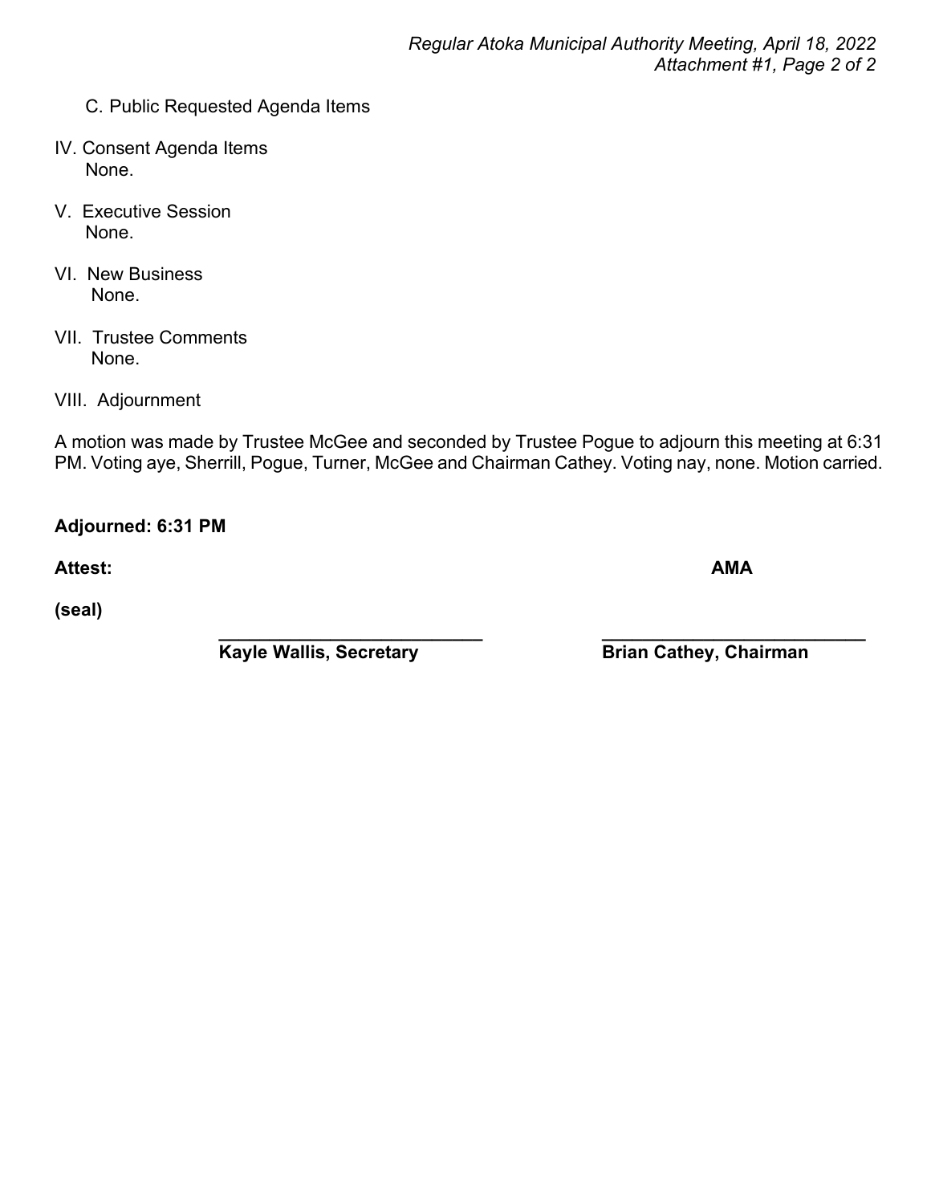C. Public Requested Agenda Items

IV. Consent Agenda Items
None.

V. Executive Session
None.

VI. New Business
None.

VII. Trustee Comments
None.

VIII. Adjournment

A motion was made by Trustee McGee and seconded by Trustee Pogue to adjourn this meeting at 6:31 PM. Voting aye, Sherrill, Pogue, Turner, McGee and Chairman Cathey. Voting nay, none. Motion carried.

**Adjourned: 6:31 PM**

**Attest:** **AMA**

**(seal)**

**Kayle Wallis, Secretary** **Brian Cathey, Chairman**